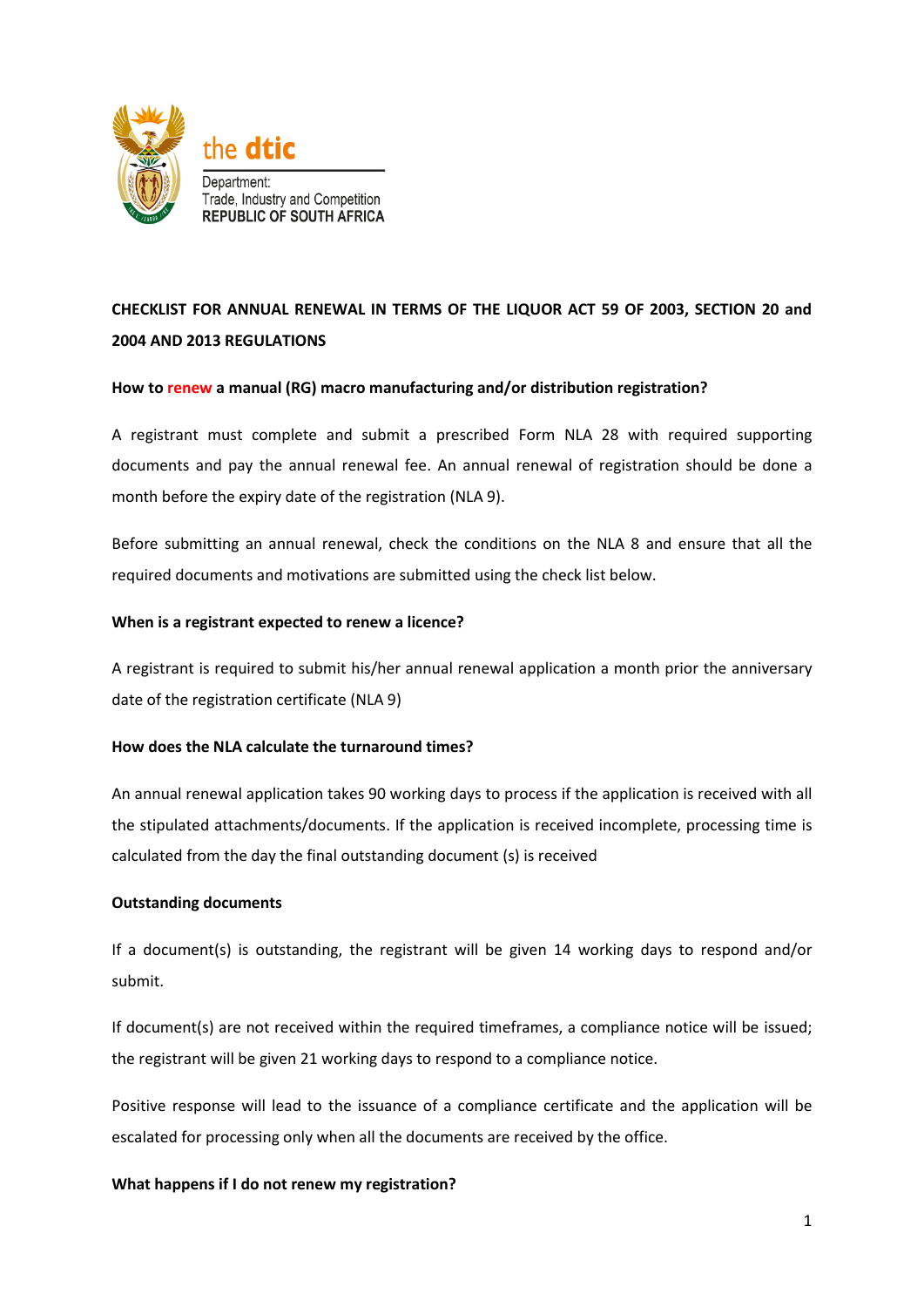the dtic

Department:
Trade, Industry and Competition
REPUBLIC OF SOUTH AFRICA

**CHECKLIST FOR ANNUAL RENEWAL IN TERMS OF THE LIQUOR ACT 59 OF 2003, SECTION 20 and 2004 AND 2013 REGULATIONS**

**How to renew a manual (RG) macro manufacturing and/or distribution registration?**

A registrant must complete and submit a prescribed Form NLA 28 with required supporting documents and pay the annual renewal fee. An annual renewal of registration should be done a month before the expiry date of the registration (NLA 9).

Before submitting an annual renewal, check the conditions on the NLA 8 and ensure that all the required documents and motivations are submitted using the check list below.

**When is a registrant expected to renew a licence?**

A registrant is required to submit his/her annual renewal application a month prior the anniversary date of the registration certificate (NLA 9)

**How does the NLA calculate the turnaround times?**

An annual renewal application takes 90 working days to process if the application is received with all the stipulated attachments/documents. If the application is received incomplete, processing time is calculated from the day the final outstanding document (s) is received

**Outstanding documents**

If a document(s) is outstanding, the registrant will be given 14 working days to respond and/or submit.

If document(s) are not received within the required timeframes, a compliance notice will be issued; the registrant will be given 21 working days to respond to a compliance notice.

Positive response will lead to the issuance of a compliance certificate and the application will be escalated for processing only when all the documents are received by the office.

**What happens if I do not renew my registration?**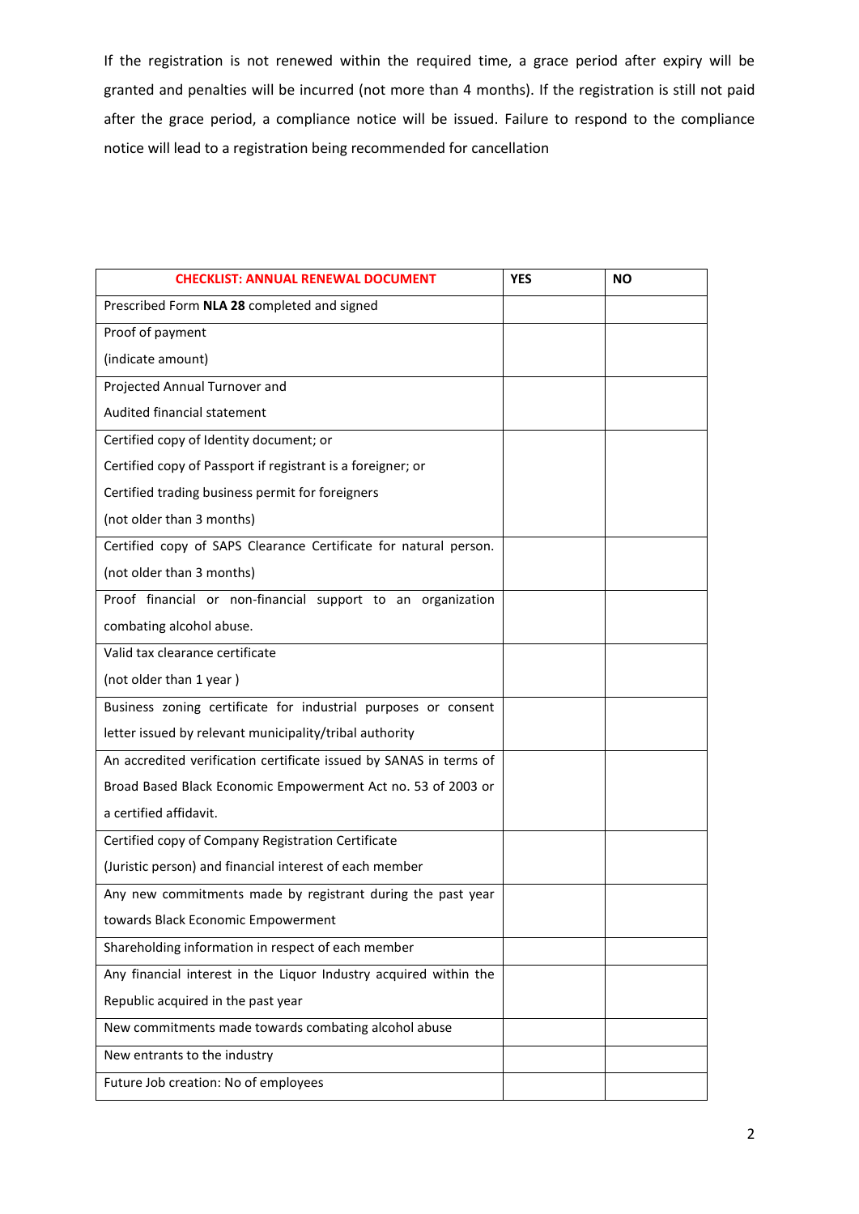If the registration is not renewed within the required time, a grace period after expiry will be granted and penalties will be incurred (not more than 4 months). If the registration is still not paid after the grace period, a compliance notice will be issued. Failure to respond to the compliance notice will lead to a registration being recommended for cancellation

| **CHECKLIST: ANNUAL RENEWAL DOCUMENT** | **YES** | **NO** |
|---|---|---|
| Prescribed Form **NLA 28** completed and signed | | |
| Proof of payment<br>(indicate amount) | | |
| Projected Annual Turnover and<br>Audited financial statement | | |
| Certified copy of Identity document; or<br>Certified copy of Passport if registrant is a foreigner; or<br>Certified trading business permit for foreigners<br>(not older than 3 months) | | |
| Certified copy of SAPS Clearance Certificate for natural person.<br>(not older than 3 months) | | |
| Proof financial or non-financial support to an organization combating alcohol abuse. | | |
| Valid tax clearance certificate<br>(not older than 1 year ) | | |
| Business zoning certificate for industrial purposes or consent letter issued by relevant municipality/tribal authority | | |
| An accredited verification certificate issued by SANAS in terms of Broad Based Black Economic Empowerment Act no. 53 of 2003 or a certified affidavit. | | |
| Certified copy of Company Registration Certificate<br>(Juristic person) and financial interest of each member | | |
| Any new commitments made by registrant during the past year towards Black Economic Empowerment | | |
| Shareholding information in respect of each member | | |
| Any financial interest in the Liquor Industry acquired within the Republic acquired in the past year | | |
| New commitments made towards combating alcohol abuse | | |
| New entrants to the industry | | |
| Future Job creation: No of employees | | |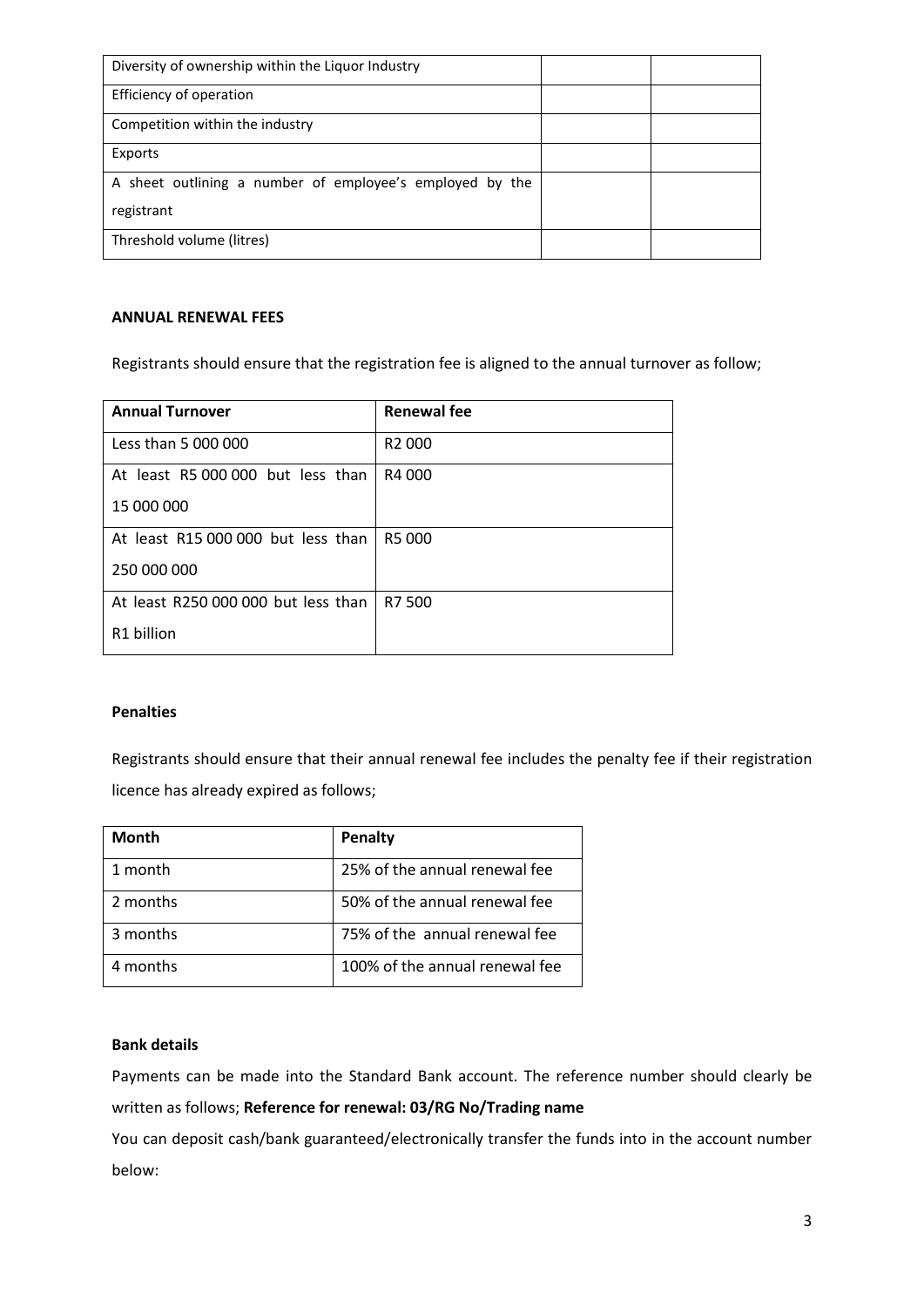| Diversity of ownership within the Liquor Industry | | |
|---|---|---|
| Efficiency of operation | | |
| Competition within the industry | | |
| Exports | | |
| A sheet outlining a number of employee's employed by the registrant | | |
| Threshold volume (litres) | | |

**ANNUAL RENEWAL FEES**

Registrants should ensure that the registration fee is aligned to the annual turnover as follow;

| **Annual Turnover** | **Renewal fee** |
|---|---|
| Less than 5 000 000 | R2 000 |
| At least R5 000 000 but less than 15 000 000 | R4 000 |
| At least R15 000 000 but less than 250 000 000 | R5 000 |
| At least R250 000 000 but less than R1 billion | R7 500 |

**Penalties**

Registrants should ensure that their annual renewal fee includes the penalty fee if their registration licence has already expired as follows;

| **Month** | **Penalty** |
|---|---|
| 1 month | 25% of the annual renewal fee |
| 2 months | 50% of the annual renewal fee |
| 3 months | 75% of the annual renewal fee |
| 4 months | 100% of the annual renewal fee |

**Bank details**

Payments can be made into the Standard Bank account. The reference number should clearly be written as follows; **Reference for renewal: 03/RG No/Trading name**

You can deposit cash/bank guaranteed/electronically transfer the funds into in the account number below: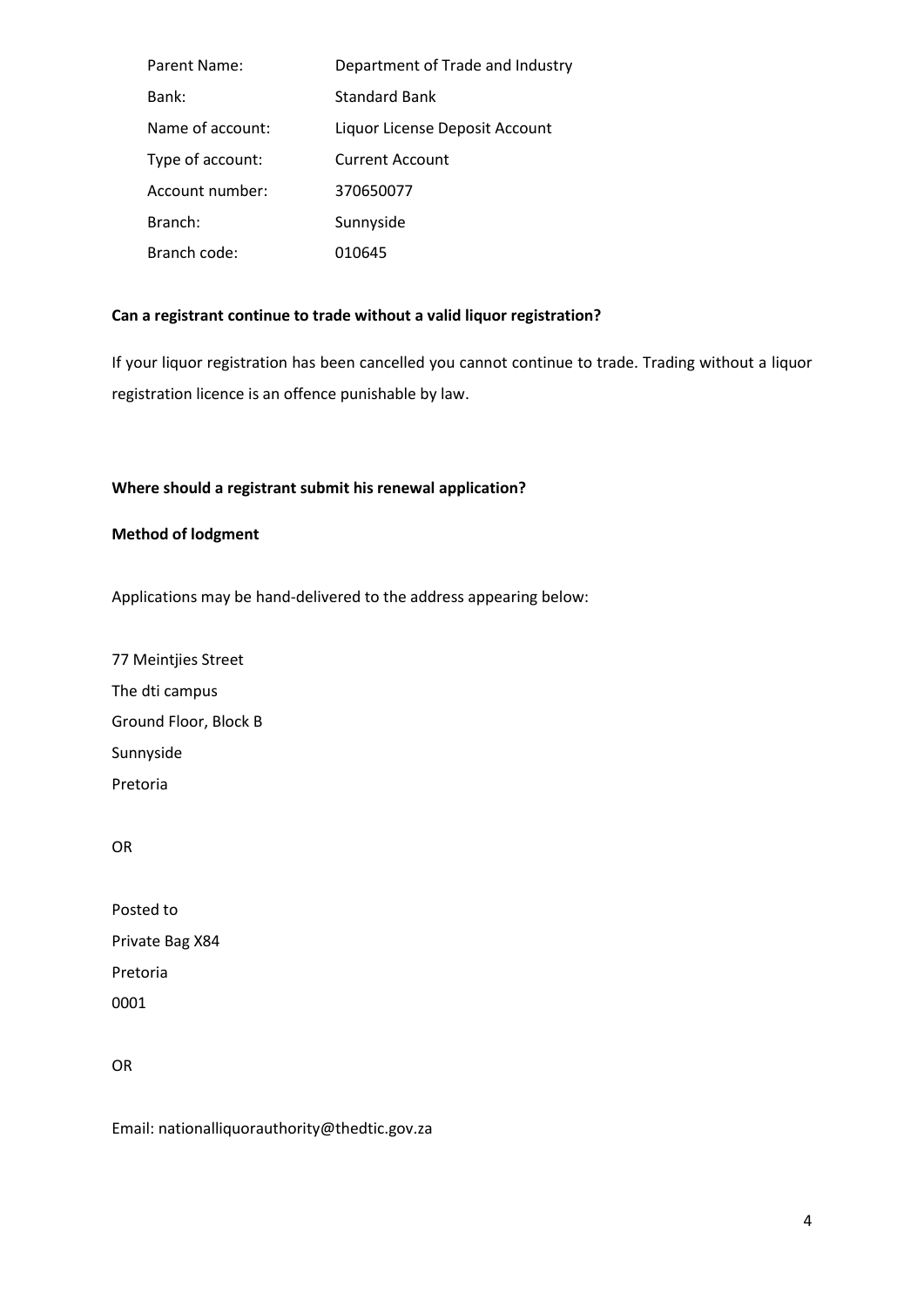| | |
|---|---|
| Parent Name: | Department of Trade and Industry |
| Bank: | Standard Bank |
| Name of account: | Liquor License Deposit Account |
| Type of account: | Current Account |
| Account number: | 370650077 |
| Branch: | Sunnyside |
| Branch code: | 010645 |

**Can a registrant continue to trade without a valid liquor registration?**

If your liquor registration has been cancelled you cannot continue to trade. Trading without a liquor registration licence is an offence punishable by law.

**Where should a registrant submit his renewal application?**

**Method of lodgment**

Applications may be hand-delivered to the address appearing below:

77 Meintjies Street
The dti campus
Ground Floor, Block B
Sunnyside
Pretoria

OR

Posted to
Private Bag X84
Pretoria
0001

OR

Email: nationalliquorauthority@thedtic.gov.za